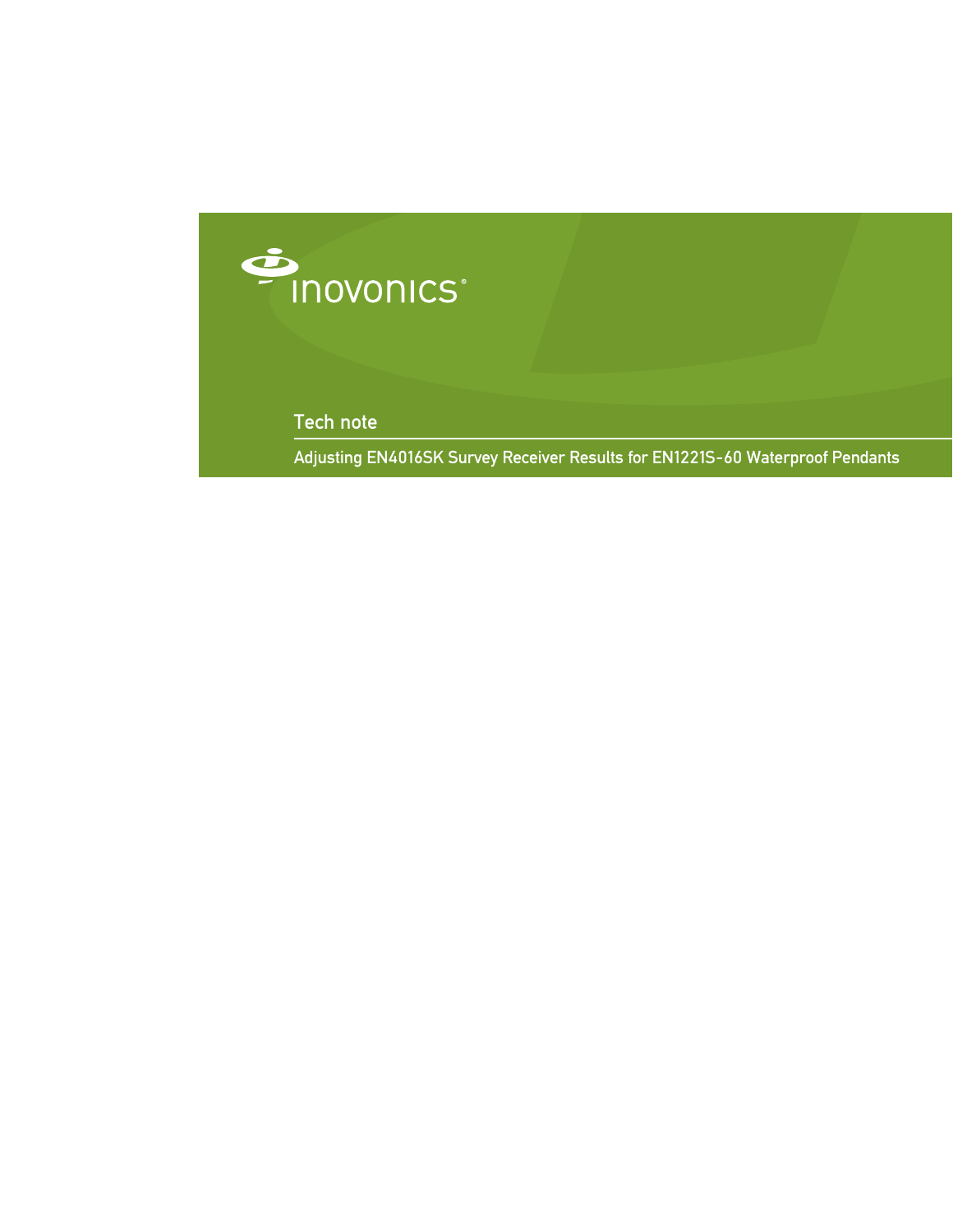inovonics®

Tech note

# Adjusting EN4016SK Survey Receiver Results for EN1221S-60 Waterproof Pendants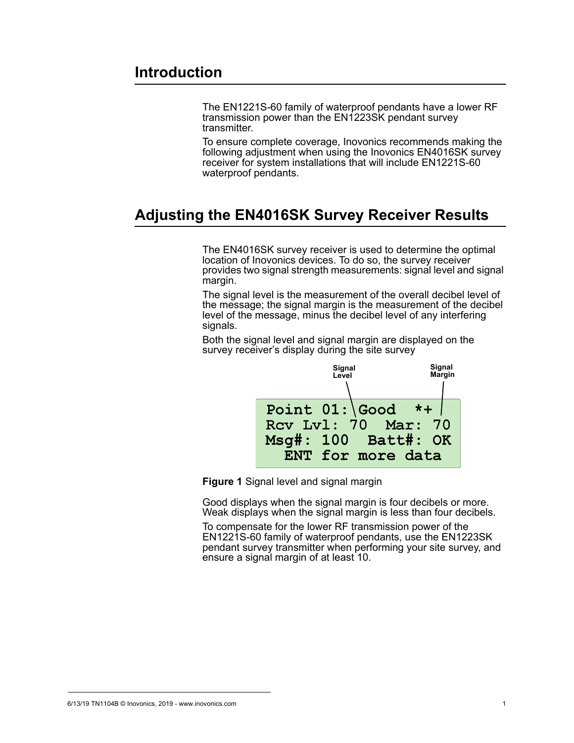## Introduction

The EN1221S-60 family of waterproof pendants have a lower RF transmission power than the EN1223SK pendant survey transmitter.

To ensure complete coverage, Inovonics recommends making the following adjustment when using the Inovonics EN4016SK survey receiver for system installations that will include EN1221S-60 waterproof pendants.

## Adjusting the EN4016SK Survey Receiver Results

The EN4016SK survey receiver is used to determine the optimal location of Inovonics devices. To do so, the survey receiver provides two signal strength measurements: signal level and signal margin.

The signal level is the measurement of the overall decibel level of the message; the signal margin is the measurement of the decibel level of the message, minus the decibel level of any interfering signals.

Both the signal level and signal margin are displayed on the survey receiver's display during the site survey

Signal Level

Signal Margin

```
Point 01: Good  *+
Rcv Lvl: 70  Mar: 70
Msg#: 100  Batt#: OK
  ENT for more data
```

**Figure 1** Signal level and signal margin

Good displays when the signal margin is four decibels or more. Weak displays when the signal margin is less than four decibels.

To compensate for the lower RF transmission power of the EN1221S-60 family of waterproof pendants, use the EN1223SK pendant survey transmitter when performing your site survey, and ensure a signal margin of at least 10.